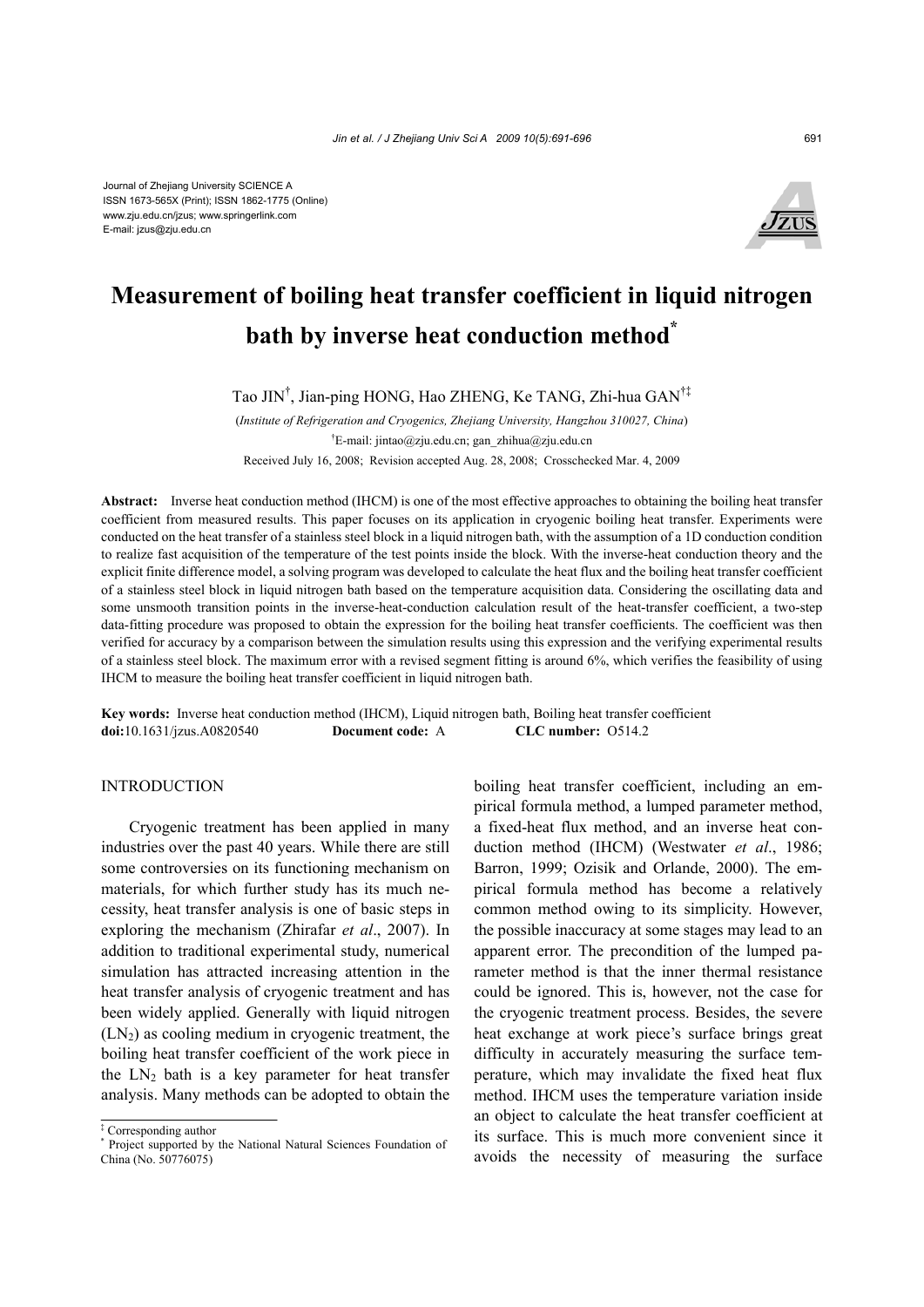Journal of Zhejiang University SCIENCE A
ISSN 1673-565X (Print); ISSN 1862-1775 (Online)
www.zju.edu.cn/jzus; www.springerlink.com
E-mail: jzus@zju.edu.cn

# Measurement of boiling heat transfer coefficient in liquid nitrogen bath by inverse heat conduction method*

Tao JIN[†], Jian-ping HONG, Hao ZHENG, Ke TANG, Zhi-hua GAN[†‡]

(*Institute of Refrigeration and Cryogenics, Zhejiang University, Hangzhou 310027, China*)

[†]E-mail: jintao@zju.edu.cn; gan_zhihua@zju.edu.cn

Received July 16, 2008; Revision accepted Aug. 28, 2008; Crosschecked Mar. 4, 2009

**Abstract:** Inverse heat conduction method (IHCM) is one of the most effective approaches to obtaining the boiling heat transfer coefficient from measured results. This paper focuses on its application in cryogenic boiling heat transfer. Experiments were conducted on the heat transfer of a stainless steel block in a liquid nitrogen bath, with the assumption of a 1D conduction condition to realize fast acquisition of the temperature of the test points inside the block. With the inverse-heat conduction theory and the explicit finite difference model, a solving program was developed to calculate the heat flux and the boiling heat transfer coefficient of a stainless steel block in liquid nitrogen bath based on the temperature acquisition data. Considering the oscillating data and some unsmooth transition points in the inverse-heat-conduction calculation result of the heat-transfer coefficient, a two-step data-fitting procedure was proposed to obtain the expression for the boiling heat transfer coefficients. The coefficient was then verified for accuracy by a comparison between the simulation results using this expression and the verifying experimental results of a stainless steel block. The maximum error with a revised segment fitting is around 6%, which verifies the feasibility of using IHCM to measure the boiling heat transfer coefficient in liquid nitrogen bath.

**Key words:** Inverse heat conduction method (IHCM), Liquid nitrogen bath, Boiling heat transfer coefficient
**doi:**10.1631/jzus.A0820540 **Document code:** A **CLC number:** O514.2

## INTRODUCTION

Cryogenic treatment has been applied in many industries over the past 40 years. While there are still some controversies on its functioning mechanism on materials, for which further study has its much necessity, heat transfer analysis is one of basic steps in exploring the mechanism (Zhirafar *et al*., 2007). In addition to traditional experimental study, numerical simulation has attracted increasing attention in the heat transfer analysis of cryogenic treatment and has been widely applied. Generally with liquid nitrogen ($LN_2$) as cooling medium in cryogenic treatment, the boiling heat transfer coefficient of the work piece in the $LN_2$ bath is a key parameter for heat transfer analysis. Many methods can be adopted to obtain the boiling heat transfer coefficient, including an empirical formula method, a lumped parameter method, a fixed-heat flux method, and an inverse heat conduction method (IHCM) (Westwater *et al*., 1986; Barron, 1999; Ozisik and Orlande, 2000). The empirical formula method has become a relatively common method owing to its simplicity. However, the possible inaccuracy at some stages may lead to an apparent error. The precondition of the lumped parameter method is that the inner thermal resistance could be ignored. This is, however, not the case for the cryogenic treatment process. Besides, the severe heat exchange at work piece's surface brings great difficulty in accurately measuring the surface temperature, which may invalidate the fixed heat flux method. IHCM uses the temperature variation inside an object to calculate the heat transfer coefficient at its surface. This is much more convenient since it avoids the necessity of measuring the surface

---

‡ Corresponding author
* Project supported by the National Natural Sciences Foundation of China (No. 50776075)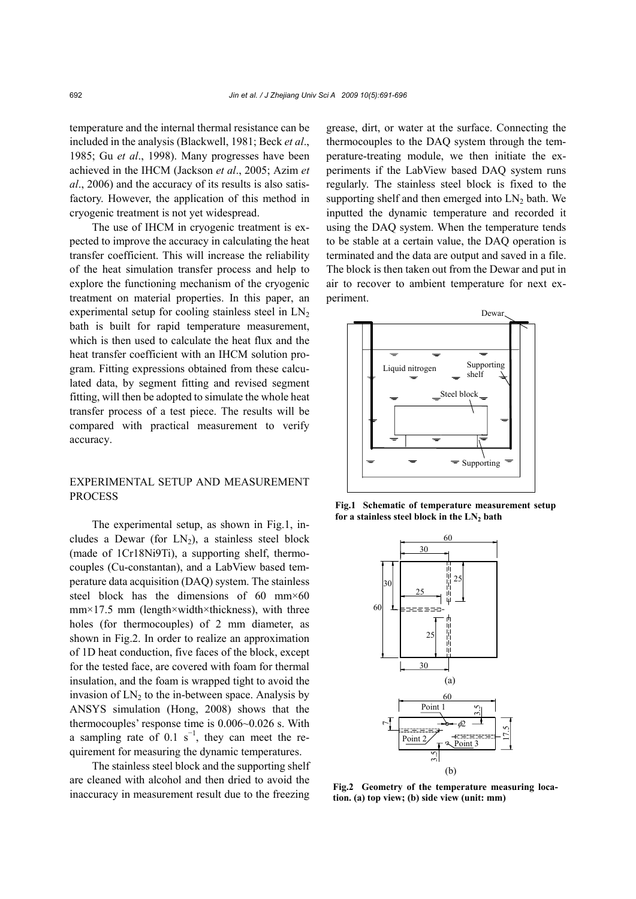temperature and the internal thermal resistance can be included in the analysis (Blackwell, 1981; Beck *et al*., 1985; Gu *et al*., 1998). Many progresses have been achieved in the IHCM (Jackson *et al*., 2005; Azim *et al*., 2006) and the accuracy of its results is also satisfactory. However, the application of this method in cryogenic treatment is not yet widespread.

The use of IHCM in cryogenic treatment is expected to improve the accuracy in calculating the heat transfer coefficient. This will increase the reliability of the heat simulation transfer process and help to explore the functioning mechanism of the cryogenic treatment on material properties. In this paper, an experimental setup for cooling stainless steel in $LN_2$ bath is built for rapid temperature measurement, which is then used to calculate the heat flux and the heat transfer coefficient with an IHCM solution program. Fitting expressions obtained from these calculated data, by segment fitting and revised segment fitting, will then be adopted to simulate the whole heat transfer process of a test piece. The results will be compared with practical measurement to verify accuracy.

## EXPERIMENTAL SETUP AND MEASUREMENT PROCESS

The experimental setup, as shown in Fig.1, includes a Dewar (for $LN_2$), a stainless steel block (made of 1Cr18Ni9Ti), a supporting shelf, thermocouples (Cu-constantan), and a LabView based temperature data acquisition (DAQ) system. The stainless steel block has the dimensions of 60 mm×60 mm×17.5 mm (length×width×thickness), with three holes (for thermocouples) of 2 mm diameter, as shown in Fig.2. In order to realize an approximation of 1D heat conduction, five faces of the block, except for the tested face, are covered with foam for thermal insulation, and the foam is wrapped tight to avoid the invasion of $LN_2$ to the in-between space. Analysis by ANSYS simulation (Hong, 2008) shows that the thermocouples' response time is 0.006~0.026 s. With a sampling rate of 0.1 $s^{-1}$, they can meet the requirement for measuring the dynamic temperatures.

The stainless steel block and the supporting shelf are cleaned with alcohol and then dried to avoid the inaccuracy in measurement result due to the freezing grease, dirt, or water at the surface. Connecting the thermocouples to the DAQ system through the temperature-treating module, we then initiate the experiments if the LabView based DAQ system runs regularly. The stainless steel block is fixed to the supporting shelf and then emerged into $LN_2$ bath. We inputted the dynamic temperature and recorded it using the DAQ system. When the temperature tends to be stable at a certain value, the DAQ operation is terminated and the data are output and saved in a file. The block is then taken out from the Dewar and put in air to recover to ambient temperature for next experiment.

**Fig.1 Schematic of temperature measurement setup for a stainless steel block in the $LN_2$ bath**

**Fig.2 Geometry of the temperature measuring location. (a) top view; (b) side view (unit: mm)**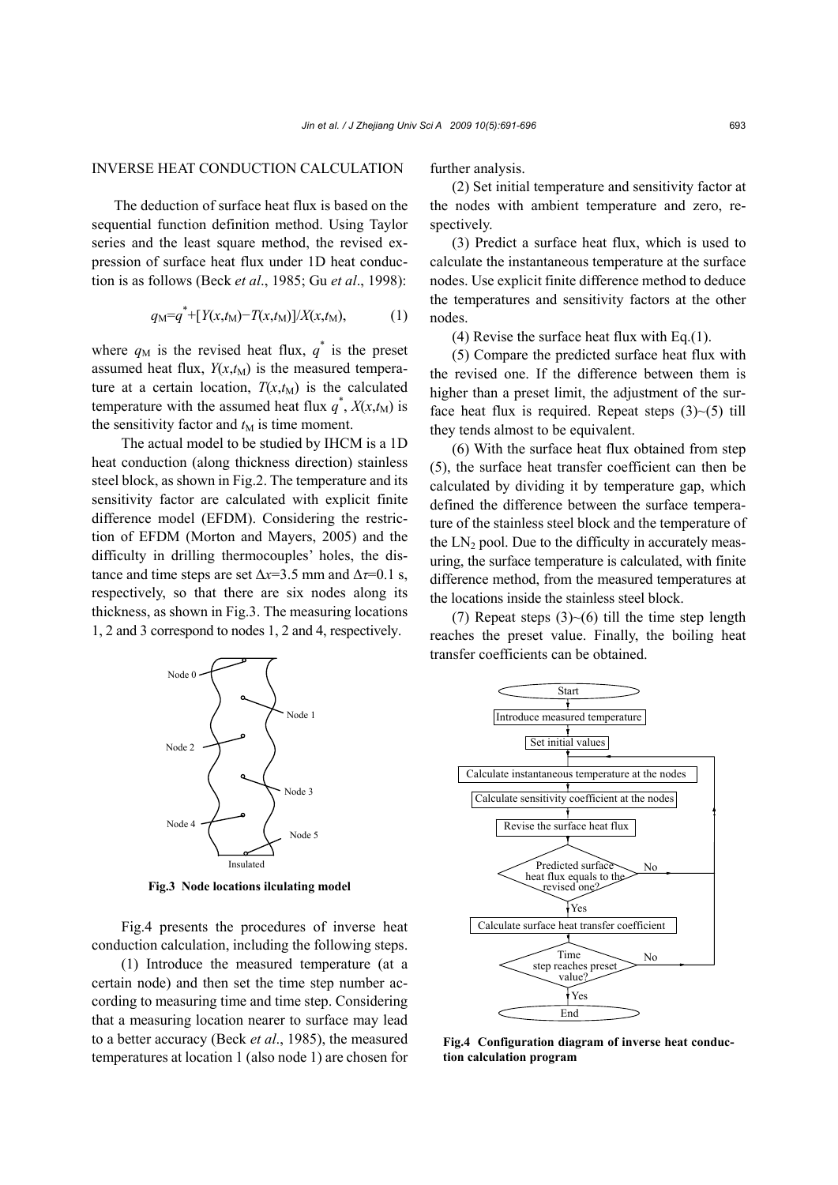## INVERSE HEAT CONDUCTION CALCULATION

The deduction of surface heat flux is based on the sequential function definition method. Using Taylor series and the least square method, the revised expression of surface heat flux under 1D heat conduction is as follows (Beck *et al*., 1985; Gu *et al*., 1998):

$$q_M = q^* + [Y(x,t_M) - T(x,t_M)]/X(x,t_M), \qquad (1)$$

where $q_M$ is the revised heat flux, $q^*$ is the preset assumed heat flux, $Y(x,t_M)$ is the measured temperature at a certain location, $T(x,t_M)$ is the calculated temperature with the assumed heat flux $q^*$, $X(x,t_M)$ is the sensitivity factor and $t_M$ is time moment.

The actual model to be studied by IHCM is a 1D heat conduction (along thickness direction) stainless steel block, as shown in Fig.2. The temperature and its sensitivity factor are calculated with explicit finite difference model (EFDM). Considering the restriction of EFDM (Morton and Mayers, 2005) and the difficulty in drilling thermocouples' holes, the distance and time steps are set $\Delta x$=3.5 mm and $\Delta\tau$=0.1 s, respectively, so that there are six nodes along its thickness, as shown in Fig.3. The measuring locations 1, 2 and 3 correspond to nodes 1, 2 and 4, respectively.

**Fig.3 Node locations ilculating model**

Fig.4 presents the procedures of inverse heat conduction calculation, including the following steps.

(1) Introduce the measured temperature (at a certain node) and then set the time step number according to measuring time and time step. Considering that a measuring location nearer to surface may lead to a better accuracy (Beck *et al*., 1985), the measured temperatures at location 1 (also node 1) are chosen for further analysis.

(2) Set initial temperature and sensitivity factor at the nodes with ambient temperature and zero, respectively.

(3) Predict a surface heat flux, which is used to calculate the instantaneous temperature at the surface nodes. Use explicit finite difference method to deduce the temperatures and sensitivity factors at the other nodes.

(4) Revise the surface heat flux with Eq.(1).

(5) Compare the predicted surface heat flux with the revised one. If the difference between them is higher than a preset limit, the adjustment of the surface heat flux is required. Repeat steps (3)~(5) till they tends almost to be equivalent.

(6) With the surface heat flux obtained from step (5), the surface heat transfer coefficient can then be calculated by dividing it by temperature gap, which defined the difference between the surface temperature of the stainless steel block and the temperature of the $LN_2$ pool. Due to the difficulty in accurately measuring, the surface temperature is calculated, with finite difference method, from the measured temperatures at the locations inside the stainless steel block.

(7) Repeat steps (3)~(6) till the time step length reaches the preset value. Finally, the boiling heat transfer coefficients can be obtained.

**Fig.4 Configuration diagram of inverse heat conduction calculation program**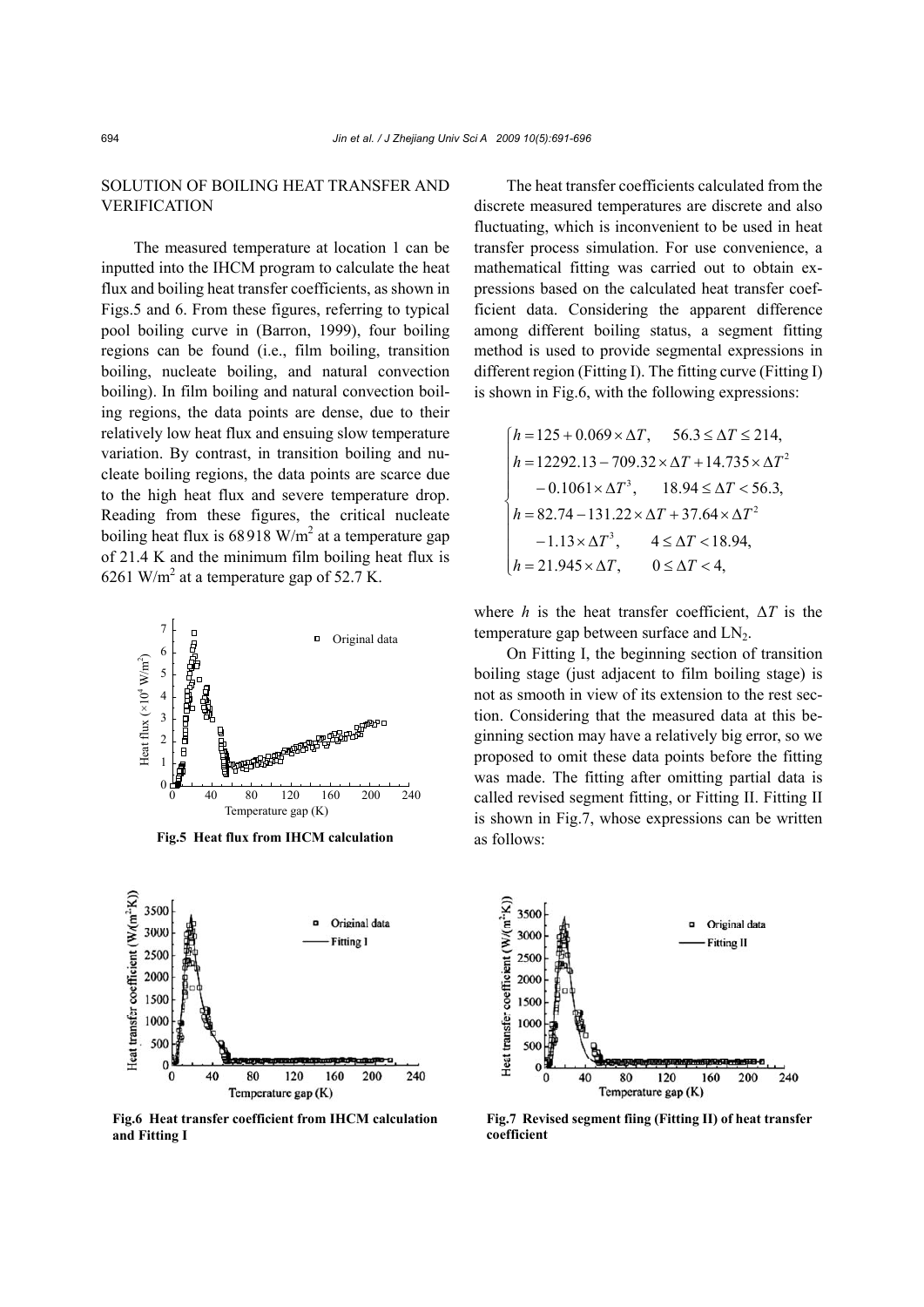## SOLUTION OF BOILING HEAT TRANSFER AND VERIFICATION

The measured temperature at location 1 can be inputted into the IHCM program to calculate the heat flux and boiling heat transfer coefficients, as shown in Figs.5 and 6. From these figures, referring to typical pool boiling curve in (Barron, 1999), four boiling regions can be found (i.e., film boiling, transition boiling, nucleate boiling, and natural convection boiling). In film boiling and natural convection boiling regions, the data points are dense, due to their relatively low heat flux and ensuing slow temperature variation. By contrast, in transition boiling and nucleate boiling regions, the data points are scarce due to the high heat flux and severe temperature drop. Reading from these figures, the critical nucleate boiling heat flux is 68918 W/m$^2$ at a temperature gap of 21.4 K and the minimum film boiling heat flux is 6261 W/m$^2$ at a temperature gap of 52.7 K.

**Fig.5 Heat flux from IHCM calculation**

**Fig.6 Heat transfer coefficient from IHCM calculation and Fitting I**

The heat transfer coefficients calculated from the discrete measured temperatures are discrete and also fluctuating, which is inconvenient to be used in heat transfer process simulation. For use convenience, a mathematical fitting was carried out to obtain expressions based on the calculated heat transfer coefficient data. Considering the apparent difference among different boiling status, a segment fitting method is used to provide segmental expressions in different region (Fitting I). The fitting curve (Fitting I) is shown in Fig.6, with the following expressions:

$$
\begin{cases}
h = 125 + 0.069 \times \Delta T, \quad 56.3 \le \Delta T \le 214, \\
h = 12292.13 - 709.32 \times \Delta T + 14.735 \times \Delta T^2 \\
\quad - 0.1061 \times \Delta T^3, \quad 18.94 \le \Delta T < 56.3, \\
h = 82.74 - 131.22 \times \Delta T + 37.64 \times \Delta T^2 \\
\quad - 1.13 \times \Delta T^3, \quad 4 \le \Delta T < 18.94, \\
h = 21.945 \times \Delta T, \quad 0 \le \Delta T < 4,
\end{cases}
$$

where $h$ is the heat transfer coefficient, $\Delta T$ is the temperature gap between surface and $LN_2$.

On Fitting I, the beginning section of transition boiling stage (just adjacent to film boiling stage) is not as smooth in view of its extension to the rest section. Considering that the measured data at this beginning section may have a relatively big error, so we proposed to omit these data points before the fitting was made. The fitting after omitting partial data is called revised segment fitting, or Fitting II. Fitting II is shown in Fig.7, whose expressions can be written as follows:

**Fig.7 Revised segment fiing (Fitting II) of heat transfer coefficient**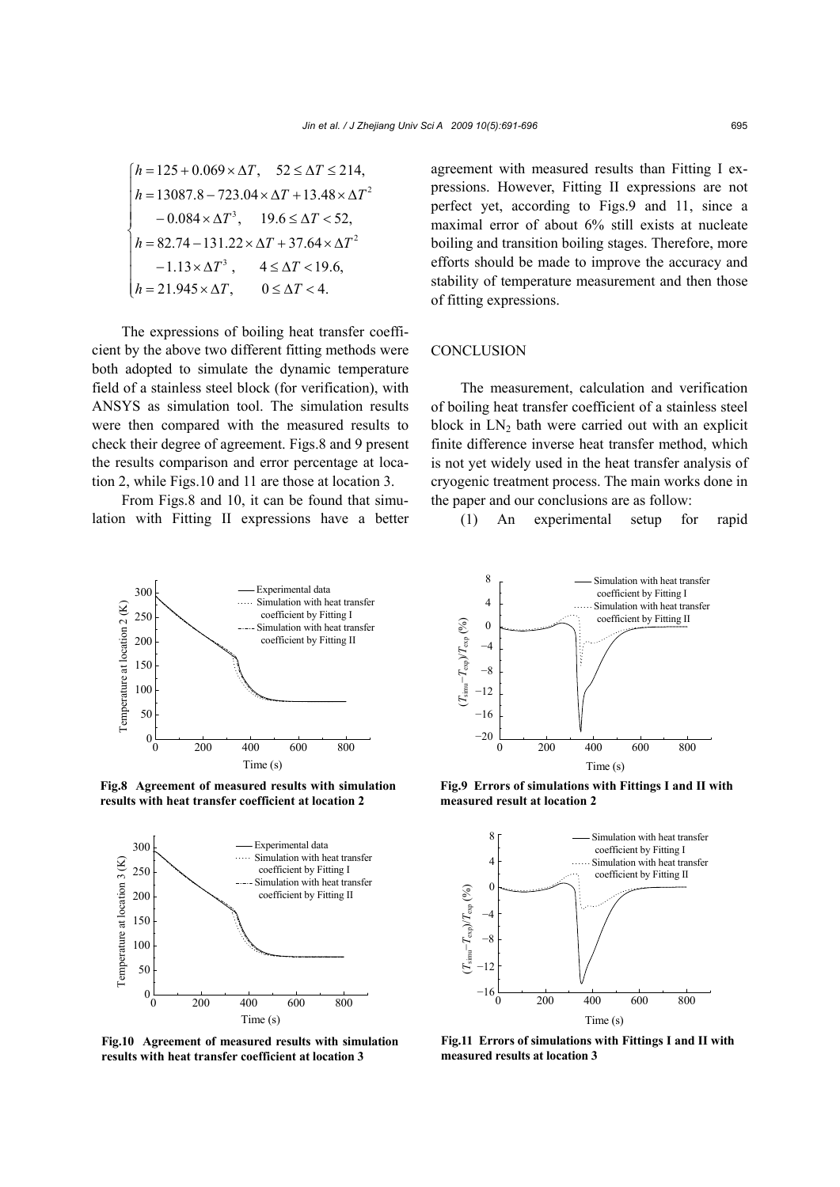$$
\begin{cases}
h = 125 + 0.069 \times \Delta T, & 52 \le \Delta T \le 214, \\
h = 13087.8 - 723.04 \times \Delta T + 13.48 \times \Delta T^2 \\
\quad - 0.084 \times \Delta T^3, & 19.6 \le \Delta T < 52, \\
h = 82.74 - 131.22 \times \Delta T + 37.64 \times \Delta T^2 \\
\quad - 1.13 \times \Delta T^3, & 4 \le \Delta T < 19.6, \\
h = 21.945 \times \Delta T, & 0 \le \Delta T < 4.
\end{cases}
$$

The expressions of boiling heat transfer coefficient by the above two different fitting methods were both adopted to simulate the dynamic temperature field of a stainless steel block (for verification), with ANSYS as simulation tool. The simulation results were then compared with the measured results to check their degree of agreement. Figs.8 and 9 present the results comparison and error percentage at location 2, while Figs.10 and 11 are those at location 3.

From Figs.8 and 10, it can be found that simulation with Fitting II expressions have a better agreement with measured results than Fitting I expressions. However, Fitting II expressions are not perfect yet, according to Figs.9 and 11, since a maximal error of about 6% still exists at nucleate boiling and transition boiling stages. Therefore, more efforts should be made to improve the accuracy and stability of temperature measurement and then those of fitting expressions.

**Fig.8 Agreement of measured results with simulation results with heat transfer coefficient at location 2**

**Fig.9 Errors of simulations with Fittings I and II with measured result at location 2**

**Fig.10 Agreement of measured results with simulation results with heat transfer coefficient at location 3**

**Fig.11 Errors of simulations with Fittings I and II with measured results at location 3**

## CONCLUSION

The measurement, calculation and verification of boiling heat transfer coefficient of a stainless steel block in $LN_2$ bath were carried out with an explicit finite difference inverse heat transfer method, which is not yet widely used in the heat transfer analysis of cryogenic treatment process. The main works done in the paper and our conclusions are as follow:

(1) An experimental setup for rapid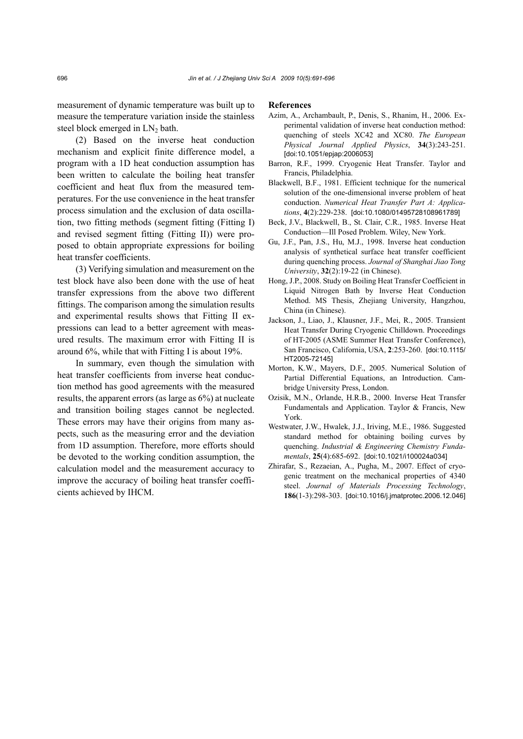measurement of dynamic temperature was built up to measure the temperature variation inside the stainless steel block emerged in $LN_2$ bath.

(2) Based on the inverse heat conduction mechanism and explicit finite difference model, a program with a 1D heat conduction assumption has been written to calculate the boiling heat transfer coefficient and heat flux from the measured temperatures. For the use convenience in the heat transfer process simulation and the exclusion of data oscillation, two fitting methods (segment fitting (Fitting I) and revised segment fitting (Fitting II)) were proposed to obtain appropriate expressions for boiling heat transfer coefficients.

(3) Verifying simulation and measurement on the test block have also been done with the use of heat transfer expressions from the above two different fittings. The comparison among the simulation results and experimental results shows that Fitting II expressions can lead to a better agreement with measured results. The maximum error with Fitting II is around 6%, while that with Fitting I is about 19%.

In summary, even though the simulation with heat transfer coefficients from inverse heat conduction method has good agreements with the measured results, the apparent errors (as large as 6%) at nucleate and transition boiling stages cannot be neglected. These errors may have their origins from many aspects, such as the measuring error and the deviation from 1D assumption. Therefore, more efforts should be devoted to the working condition assumption, the calculation model and the measurement accuracy to improve the accuracy of boiling heat transfer coefficients achieved by IHCM.

## References

Azim, A., Archambault, P., Denis, S., Rhanim, H., 2006. Experimental validation of inverse heat conduction method: quenching of steels XC42 and XC80. *The European Physical Journal Applied Physics*, **34**(3):243-251. [doi:10.1051/epjap:2006053]

Barron, R.F., 1999. Cryogenic Heat Transfer. Taylor and Francis, Philadelphia.

Blackwell, B.F., 1981. Efficient technique for the numerical solution of the one-dimensional inverse problem of heat conduction. *Numerical Heat Transfer Part A: Applications*, **4**(2):229-238. [doi:10.1080/01495728108961789]

Beck, J.V., Blackwell, B., St. Clair, C.R., 1985. Inverse Heat Conduction—Ill Posed Problem. Wiley, New York.

Gu, J.F., Pan, J.S., Hu, M.J., 1998. Inverse heat conduction analysis of synthetical surface heat transfer coefficient during quenching process. *Journal of Shanghai Jiao Tong University*, **32**(2):19-22 (in Chinese).

Hong, J.P., 2008. Study on Boiling Heat Transfer Coefficient in Liquid Nitrogen Bath by Inverse Heat Conduction Method. MS Thesis, Zhejiang University, Hangzhou, China (in Chinese).

Jackson, J., Liao, J., Klausner, J.F., Mei, R., 2005. Transient Heat Transfer During Cryogenic Chilldown. Proceedings of HT-2005 (ASME Summer Heat Transfer Conference), San Francisco, California, USA, **2**:253-260. [doi:10.1115/HT2005-72145]

Morton, K.W., Mayers, D.F., 2005. Numerical Solution of Partial Differential Equations, an Introduction. Cambridge University Press, London.

Ozisik, M.N., Orlande, H.R.B., 2000. Inverse Heat Transfer Fundamentals and Application. Taylor & Francis, New York.

Westwater, J.W., Hwalek, J.J., Iriving, M.E., 1986. Suggested standard method for obtaining boiling curves by quenching. *Industrial & Engineering Chemistry Fundamentals*, **25**(4):685-692. [doi:10.1021/i100024a034]

Zhirafar, S., Rezaeian, A., Pugha, M., 2007. Effect of cryogenic treatment on the mechanical properties of 4340 steel. *Journal of Materials Processing Technology*, **186**(1-3):298-303. [doi:10.1016/j.jmatprotec.2006.12.046]